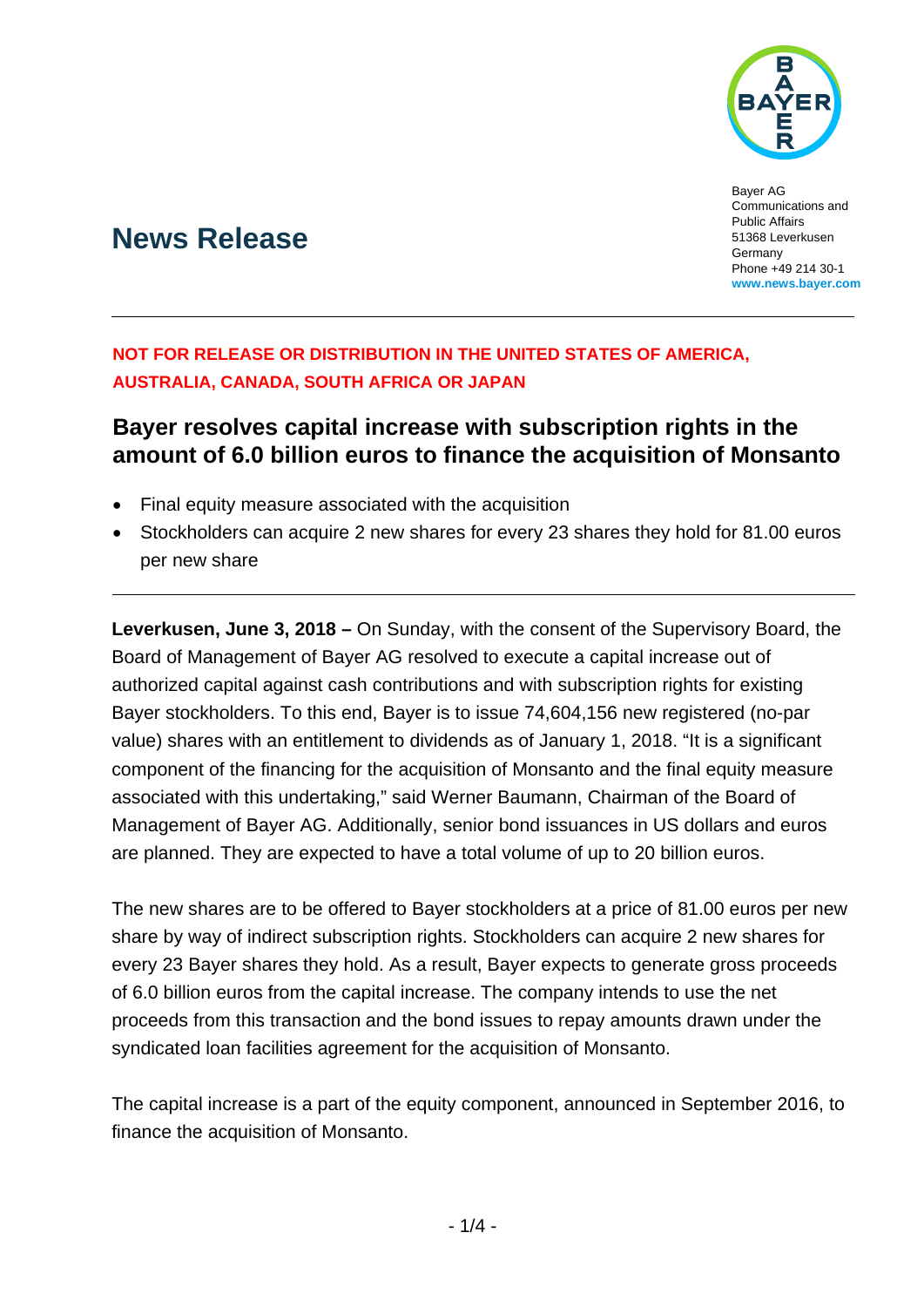Bayer AG
Communications and Public Affairs
51368 Leverkusen
Germany
Phone +49 214 30-1
www.news.bayer.com

# News Release

**NOT FOR RELEASE OR DISTRIBUTION IN THE UNITED STATES OF AMERICA, AUSTRALIA, CANADA, SOUTH AFRICA OR JAPAN**

## Bayer resolves capital increase with subscription rights in the amount of 6.0 billion euros to finance the acquisition of Monsanto

- Final equity measure associated with the acquisition
- Stockholders can acquire 2 new shares for every 23 shares they hold for 81.00 euros per new share

---

**Leverkusen, June 3, 2018 –** On Sunday, with the consent of the Supervisory Board, the Board of Management of Bayer AG resolved to execute a capital increase out of authorized capital against cash contributions and with subscription rights for existing Bayer stockholders. To this end, Bayer is to issue 74,604,156 new registered (no-par value) shares with an entitlement to dividends as of January 1, 2018. “It is a significant component of the financing for the acquisition of Monsanto and the final equity measure associated with this undertaking,” said Werner Baumann, Chairman of the Board of Management of Bayer AG. Additionally, senior bond issuances in US dollars and euros are planned. They are expected to have a total volume of up to 20 billion euros.

The new shares are to be offered to Bayer stockholders at a price of 81.00 euros per new share by way of indirect subscription rights. Stockholders can acquire 2 new shares for every 23 Bayer shares they hold. As a result, Bayer expects to generate gross proceeds of 6.0 billion euros from the capital increase. The company intends to use the net proceeds from this transaction and the bond issues to repay amounts drawn under the syndicated loan facilities agreement for the acquisition of Monsanto.

The capital increase is a part of the equity component, announced in September 2016, to finance the acquisition of Monsanto.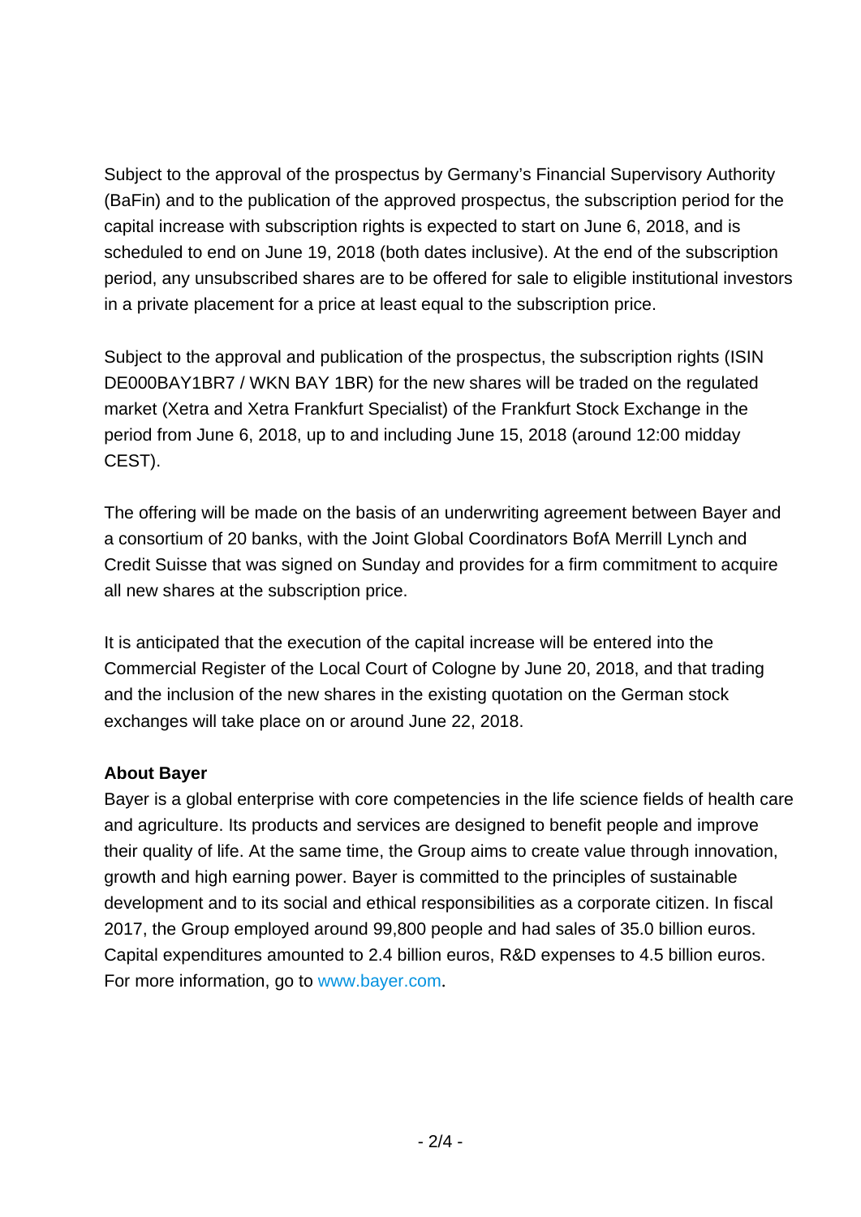Subject to the approval of the prospectus by Germany's Financial Supervisory Authority (BaFin) and to the publication of the approved prospectus, the subscription period for the capital increase with subscription rights is expected to start on June 6, 2018, and is scheduled to end on June 19, 2018 (both dates inclusive). At the end of the subscription period, any unsubscribed shares are to be offered for sale to eligible institutional investors in a private placement for a price at least equal to the subscription price.

Subject to the approval and publication of the prospectus, the subscription rights (ISIN DE000BAY1BR7 / WKN BAY 1BR) for the new shares will be traded on the regulated market (Xetra and Xetra Frankfurt Specialist) of the Frankfurt Stock Exchange in the period from June 6, 2018, up to and including June 15, 2018 (around 12:00 midday CEST).

The offering will be made on the basis of an underwriting agreement between Bayer and a consortium of 20 banks, with the Joint Global Coordinators BofA Merrill Lynch and Credit Suisse that was signed on Sunday and provides for a firm commitment to acquire all new shares at the subscription price.

It is anticipated that the execution of the capital increase will be entered into the Commercial Register of the Local Court of Cologne by June 20, 2018, and that trading and the inclusion of the new shares in the existing quotation on the German stock exchanges will take place on or around June 22, 2018.

**About Bayer**
Bayer is a global enterprise with core competencies in the life science fields of health care and agriculture. Its products and services are designed to benefit people and improve their quality of life. At the same time, the Group aims to create value through innovation, growth and high earning power. Bayer is committed to the principles of sustainable development and to its social and ethical responsibilities as a corporate citizen. In fiscal 2017, the Group employed around 99,800 people and had sales of 35.0 billion euros. Capital expenditures amounted to 2.4 billion euros, R&D expenses to 4.5 billion euros. For more information, go to www.bayer.com.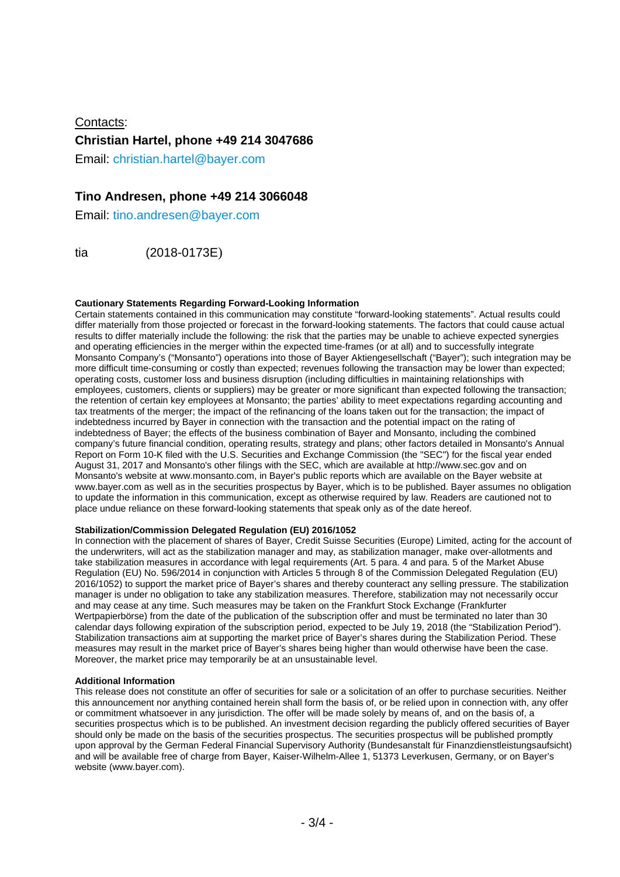<u>Contacts</u>:

**Christian Hartel, phone +49 214 3047686**

Email: christian.hartel@bayer.com

**Tino Andresen, phone +49 214 3066048**

Email: tino.andresen@bayer.com

tia (2018-0173E)

**Cautionary Statements Regarding Forward-Looking Information**

Certain statements contained in this communication may constitute "forward-looking statements". Actual results could differ materially from those projected or forecast in the forward-looking statements. The factors that could cause actual results to differ materially include the following: the risk that the parties may be unable to achieve expected synergies and operating efficiencies in the merger within the expected time-frames (or at all) and to successfully integrate Monsanto Company's ("Monsanto") operations into those of Bayer Aktiengesellschaft ("Bayer"); such integration may be more difficult time-consuming or costly than expected; revenues following the transaction may be lower than expected; operating costs, customer loss and business disruption (including difficulties in maintaining relationships with employees, customers, clients or suppliers) may be greater or more significant than expected following the transaction; the retention of certain key employees at Monsanto; the parties' ability to meet expectations regarding accounting and tax treatments of the merger; the impact of the refinancing of the loans taken out for the transaction; the impact of indebtedness incurred by Bayer in connection with the transaction and the potential impact on the rating of indebtedness of Bayer; the effects of the business combination of Bayer and Monsanto, including the combined company's future financial condition, operating results, strategy and plans; other factors detailed in Monsanto's Annual Report on Form 10-K filed with the U.S. Securities and Exchange Commission (the "SEC") for the fiscal year ended August 31, 2017 and Monsanto's other filings with the SEC, which are available at http://www.sec.gov and on Monsanto's website at www.monsanto.com, in Bayer's public reports which are available on the Bayer website at www.bayer.com as well as in the securities prospectus by Bayer, which is to be published. Bayer assumes no obligation to update the information in this communication, except as otherwise required by law. Readers are cautioned not to place undue reliance on these forward-looking statements that speak only as of the date hereof.

**Stabilization/Commission Delegated Regulation (EU) 2016/1052**

In connection with the placement of shares of Bayer, Credit Suisse Securities (Europe) Limited, acting for the account of the underwriters, will act as the stabilization manager and may, as stabilization manager, make over-allotments and take stabilization measures in accordance with legal requirements (Art. 5 para. 4 and para. 5 of the Market Abuse Regulation (EU) No. 596/2014 in conjunction with Articles 5 through 8 of the Commission Delegated Regulation (EU) 2016/1052) to support the market price of Bayer's shares and thereby counteract any selling pressure. The stabilization manager is under no obligation to take any stabilization measures. Therefore, stabilization may not necessarily occur and may cease at any time. Such measures may be taken on the Frankfurt Stock Exchange (Frankfurter Wertpapierbörse) from the date of the publication of the subscription offer and must be terminated no later than 30 calendar days following expiration of the subscription period, expected to be July 19, 2018 (the "Stabilization Period"). Stabilization transactions aim at supporting the market price of Bayer's shares during the Stabilization Period. These measures may result in the market price of Bayer's shares being higher than would otherwise have been the case. Moreover, the market price may temporarily be at an unsustainable level.

**Additional Information**

This release does not constitute an offer of securities for sale or a solicitation of an offer to purchase securities. Neither this announcement nor anything contained herein shall form the basis of, or be relied upon in connection with, any offer or commitment whatsoever in any jurisdiction. The offer will be made solely by means of, and on the basis of, a securities prospectus which is to be published. An investment decision regarding the publicly offered securities of Bayer should only be made on the basis of the securities prospectus. The securities prospectus will be published promptly upon approval by the German Federal Financial Supervisory Authority (Bundesanstalt für Finanzdienstleistungsaufsicht) and will be available free of charge from Bayer, Kaiser-Wilhelm-Allee 1, 51373 Leverkusen, Germany, or on Bayer's website (www.bayer.com).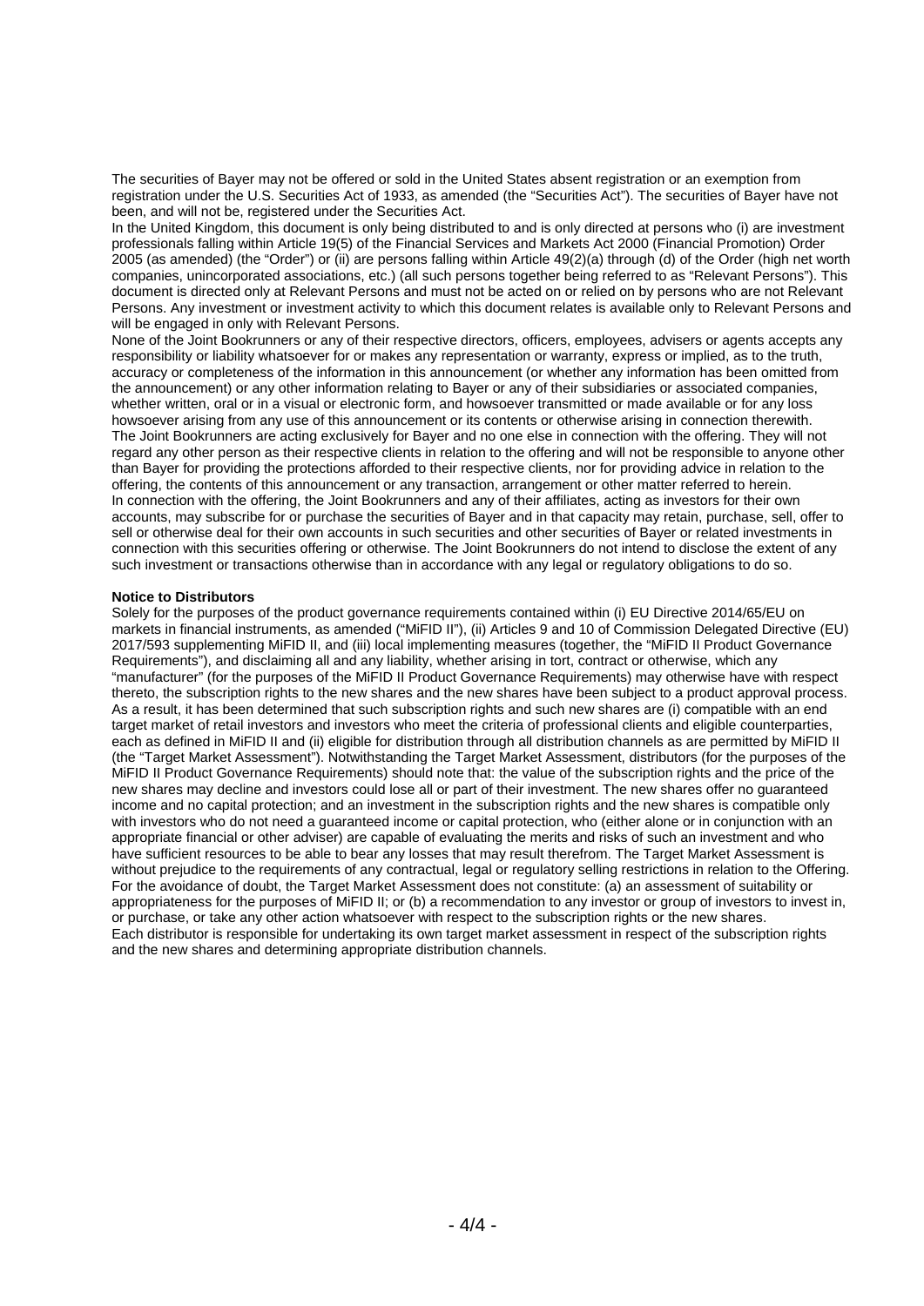The securities of Bayer may not be offered or sold in the United States absent registration or an exemption from registration under the U.S. Securities Act of 1933, as amended (the "Securities Act"). The securities of Bayer have not been, and will not be, registered under the Securities Act.

In the United Kingdom, this document is only being distributed to and is only directed at persons who (i) are investment professionals falling within Article 19(5) of the Financial Services and Markets Act 2000 (Financial Promotion) Order 2005 (as amended) (the "Order") or (ii) are persons falling within Article 49(2)(a) through (d) of the Order (high net worth companies, unincorporated associations, etc.) (all such persons together being referred to as "Relevant Persons"). This document is directed only at Relevant Persons and must not be acted on or relied on by persons who are not Relevant Persons. Any investment or investment activity to which this document relates is available only to Relevant Persons and will be engaged in only with Relevant Persons.

None of the Joint Bookrunners or any of their respective directors, officers, employees, advisers or agents accepts any responsibility or liability whatsoever for or makes any representation or warranty, express or implied, as to the truth, accuracy or completeness of the information in this announcement (or whether any information has been omitted from the announcement) or any other information relating to Bayer or any of their subsidiaries or associated companies, whether written, oral or in a visual or electronic form, and howsoever transmitted or made available or for any loss howsoever arising from any use of this announcement or its contents or otherwise arising in connection therewith.

The Joint Bookrunners are acting exclusively for Bayer and no one else in connection with the offering. They will not regard any other person as their respective clients in relation to the offering and will not be responsible to anyone other than Bayer for providing the protections afforded to their respective clients, nor for providing advice in relation to the offering, the contents of this announcement or any transaction, arrangement or other matter referred to herein.

In connection with the offering, the Joint Bookrunners and any of their affiliates, acting as investors for their own accounts, may subscribe for or purchase the securities of Bayer and in that capacity may retain, purchase, sell, offer to sell or otherwise deal for their own accounts in such securities and other securities of Bayer or related investments in connection with this securities offering or otherwise. The Joint Bookrunners do not intend to disclose the extent of any such investment or transactions otherwise than in accordance with any legal or regulatory obligations to do so.

**Notice to Distributors**

Solely for the purposes of the product governance requirements contained within (i) EU Directive 2014/65/EU on markets in financial instruments, as amended ("MiFID II"), (ii) Articles 9 and 10 of Commission Delegated Directive (EU) 2017/593 supplementing MiFID II, and (iii) local implementing measures (together, the "MiFID II Product Governance Requirements"), and disclaiming all and any liability, whether arising in tort, contract or otherwise, which any "manufacturer" (for the purposes of the MiFID II Product Governance Requirements) may otherwise have with respect thereto, the subscription rights to the new shares and the new shares have been subject to a product approval process. As a result, it has been determined that such subscription rights and such new shares are (i) compatible with an end target market of retail investors and investors who meet the criteria of professional clients and eligible counterparties, each as defined in MiFID II and (ii) eligible for distribution through all distribution channels as are permitted by MiFID II (the "Target Market Assessment"). Notwithstanding the Target Market Assessment, distributors (for the purposes of the MiFID II Product Governance Requirements) should note that: the value of the subscription rights and the price of the new shares may decline and investors could lose all or part of their investment. The new shares offer no guaranteed income and no capital protection; and an investment in the subscription rights and the new shares is compatible only with investors who do not need a guaranteed income or capital protection, who (either alone or in conjunction with an appropriate financial or other adviser) are capable of evaluating the merits and risks of such an investment and who have sufficient resources to be able to bear any losses that may result therefrom. The Target Market Assessment is without prejudice to the requirements of any contractual, legal or regulatory selling restrictions in relation to the Offering. For the avoidance of doubt, the Target Market Assessment does not constitute: (a) an assessment of suitability or appropriateness for the purposes of MiFID II; or (b) a recommendation to any investor or group of investors to invest in, or purchase, or take any other action whatsoever with respect to the subscription rights or the new shares.

Each distributor is responsible for undertaking its own target market assessment in respect of the subscription rights and the new shares and determining appropriate distribution channels.